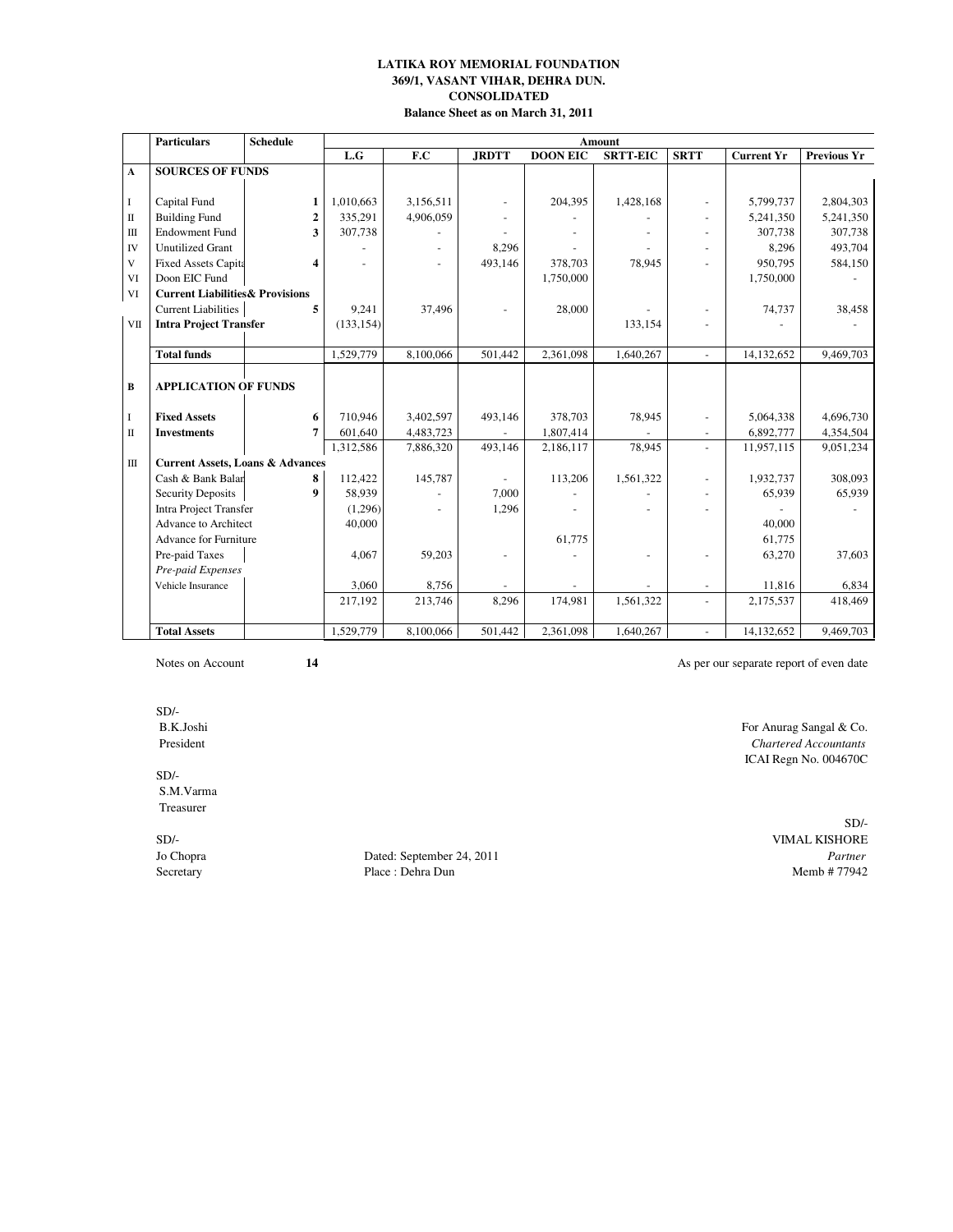# LATIKA ROY MEMORIAL FOUNDATION
## 369/1, VASANT VIHAR, DEHRA DUN.
## CONSOLIDATED
## Balance Sheet as on March 31, 2011

| | Particulars | Schedule | Amount | | | | | | | |
|---|---|---|---|---|---|---|---|---|---|---|
| | | | L.G | F.C | JRDTT | DOON EIC | SRTT-EIC | SRTT | Current Yr | Previous Yr |
| A | **SOURCES OF FUNDS** | | | | | | | | | |
| I | Capital Fund | 1 | 1,010,663 | 3,156,511 | - | 204,395 | 1,428,168 | - | 5,799,737 | 2,804,303 |
| II | Building Fund | 2 | 335,291 | 4,906,059 | - | - | - | - | 5,241,350 | 5,241,350 |
| III | Endowment Fund | 3 | 307,738 | - | - | - | - | - | 307,738 | 307,738 |
| IV | Unutilized Grant | | - | - | 8,296 | - | - | - | 8,296 | 493,704 |
| V | Fixed Assets Capita | 4 | - | - | 493,146 | 378,703 | 78,945 | - | 950,795 | 584,150 |
| VI | Doon EIC Fund | | | | | 1,750,000 | | | 1,750,000 | - |
| VI | **Current Liabilities& Provisions** | | | | | | | | | |
| | Current Liabilities | 5 | 9,241 | 37,496 | - | 28,000 | - | - | 74,737 | 38,458 |
| VII | **Intra Project Transfer** | | (133,154) | | | | 133,154 | - | - | - |
| | **Total funds** | | 1,529,779 | 8,100,066 | 501,442 | 2,361,098 | 1,640,267 | - | 14,132,652 | 9,469,703 |
| B | **APPLICATION OF FUNDS** | | | | | | | | | |
| I | **Fixed Assets** | 6 | 710,946 | 3,402,597 | 493,146 | 378,703 | 78,945 | - | 5,064,338 | 4,696,730 |
| II | **Investments** | 7 | 601,640 | 4,483,723 | - | 1,807,414 | - | - | 6,892,777 | 4,354,504 |
| | | | 1,312,586 | 7,886,320 | 493,146 | 2,186,117 | 78,945 | - | 11,957,115 | 9,051,234 |
| III | **Current Assets, Loans & Advances** | | | | | | | | | |
| | Cash & Bank Balar | 8 | 112,422 | 145,787 | - | 113,206 | 1,561,322 | - | 1,932,737 | 308,093 |
| | Security Deposits | 9 | 58,939 | - | 7,000 | - | - | - | 65,939 | 65,939 |
| | Intra Project Transfer | | (1,296) | - | 1,296 | - | - | - | - | - |
| | Advance to Architect | | 40,000 | | | | | | 40,000 | |
| | Advance for Furniture | | | | | 61,775 | | | 61,775 | |
| | Pre-paid Taxes | | 4,067 | 59,203 | - | - | - | - | 63,270 | 37,603 |
| | *Pre-paid Expenses* | | | | | | | | | |
| | Vehicle Insurance | | 3,060 | 8,756 | - | - | - | - | 11,816 | 6,834 |
| | | | 217,192 | 213,746 | 8,296 | 174,981 | 1,561,322 | - | 2,175,537 | 418,469 |
| | **Total Assets** | | 1,529,779 | 8,100,066 | 501,442 | 2,361,098 | 1,640,267 | - | 14,132,652 | 9,469,703 |

Notes on Account **14**

As per our separate report of even date

SD/-
B.K.Joshi
President

SD/-
S.M.Varma
Treasurer

SD/-
Jo Chopra
Secretary

Dated: September 24, 2011
Place : Dehra Dun

For Anurag Sangal & Co.
*Chartered Accountants*
ICAI Regn No. 004670C

SD/-
VIMAL KISHORE
*Partner*
Memb # 77942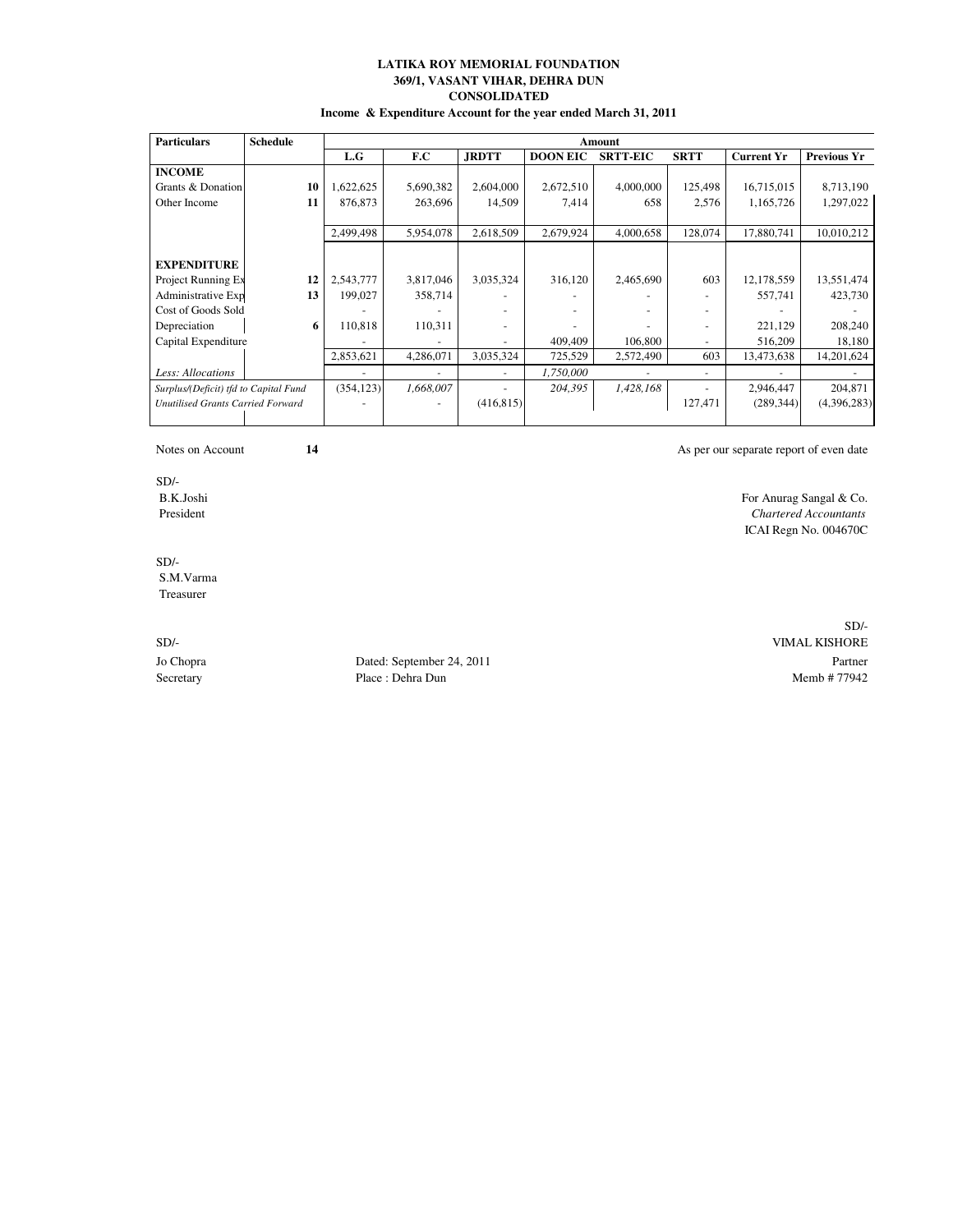# LATIKA ROY MEMORIAL FOUNDATION

**369/1, VASANT VIHAR, DEHRA DUN**

**CONSOLIDATED**

**Income & Expenditure Account for the year ended March 31, 2011**

| Particulars | Schedule | Amount | | | | | | | |
|---|---|---|---|---|---|---|---|---|---|
| | | L.G | F.C | JRDTT | DOON EIC | SRTT-EIC | SRTT | Current Yr | Previous Yr |
| **INCOME** | | | | | | | | | |
| Grants & Donation | 10 | 1,622,625 | 5,690,382 | 2,604,000 | 2,672,510 | 4,000,000 | 125,498 | 16,715,015 | 8,713,190 |
| Other Income | 11 | 876,873 | 263,696 | 14,509 | 7,414 | 658 | 2,576 | 1,165,726 | 1,297,022 |
| | | 2,499,498 | 5,954,078 | 2,618,509 | 2,679,924 | 4,000,658 | 128,074 | 17,880,741 | 10,010,212 |
| **EXPENDITURE** | | | | | | | | | |
| Project Running Ex | 12 | 2,543,777 | 3,817,046 | 3,035,324 | 316,120 | 2,465,690 | 603 | 12,178,559 | 13,551,474 |
| Administrative Exp | 13 | 199,027 | 358,714 | - | - | - | - | 557,741 | 423,730 |
| Cost of Goods Sold | | - | - | - | - | - | - | - | - |
| Depreciation | 6 | 110,818 | 110,311 | - | - | - | - | 221,129 | 208,240 |
| Capital Expenditure | | - | - | - | 409,409 | 106,800 | - | 516,209 | 18,180 |
| | | 2,853,621 | 4,286,071 | 3,035,324 | 725,529 | 2,572,490 | 603 | 13,473,638 | 14,201,624 |
| *Less: Allocations* | | - | - | - | *1,750,000* | - | - | - | - |
| *Surplus/(Deficit) tfd to Capital Fund* | | (354,123) | *1,668,007* | - | *204,395* | *1,428,168* | - | 2,946,447 | 204,871 |
| *Unutilised Grants Carried Forward* | | - | - | (416,815) | | | 127,471 | (289,344) | (4,396,283) |

Notes on Account **14**

As per our separate report of even date

SD/-
B.K.Joshi
President

For Anurag Sangal & Co.
*Chartered Accountants*
ICAI Regn No. 004670C

SD/-
S.M.Varma
Treasurer

SD/-
Jo Chopra
Secretary

Dated: September 24, 2011
Place : Dehra Dun

SD/-
VIMAL KISHORE
Partner
Memb # 77942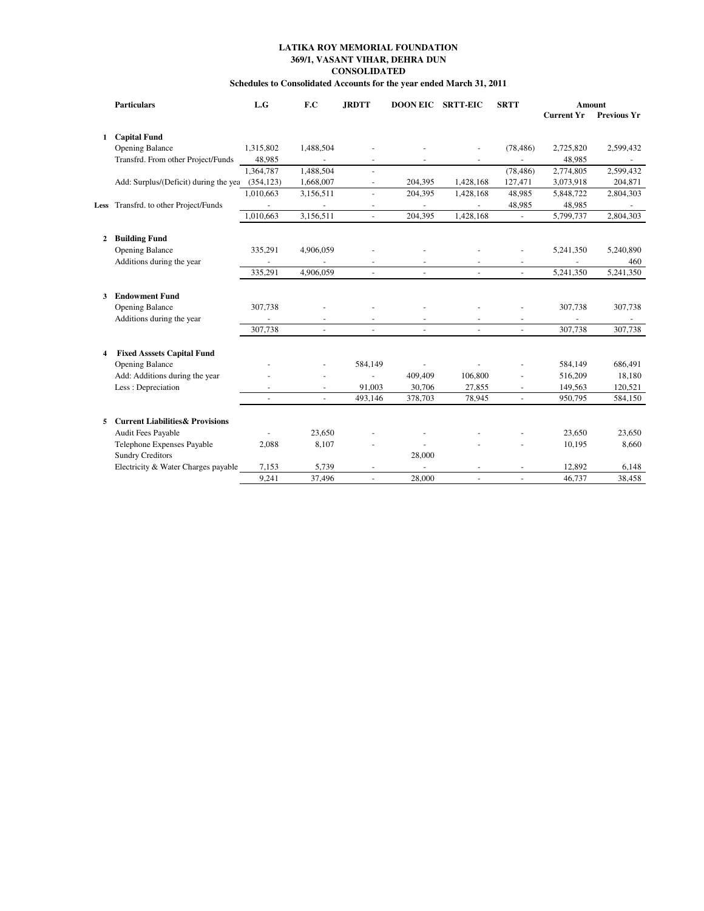**LATIKA ROY MEMORIAL FOUNDATION**
**369/1, VASANT VIHAR, DEHRA DUN**
**CONSOLIDATED**
**Schedules to Consolidated Accounts for the year ended March 31, 2011**

| | Particulars | L.G | F.C | JRDTT | DOON EIC | SRTT-EIC | SRTT | Amount Current Yr | Amount Previous Yr |
|---|---|---|---|---|---|---|---|---|---|
| **1** | **Capital Fund** | | | | | | | | |
| | Opening Balance | 1,315,802 | 1,488,504 | - | - | - | (78,486) | 2,725,820 | 2,599,432 |
| | Transfrd. From other Project/Funds | 48,985 | - | - | - | - | - | 48,985 | - |
| | | 1,364,787 | 1,488,504 | - | | | (78,486) | 2,774,805 | 2,599,432 |
| | Add: Surplus/(Deficit) during the yea | (354,123) | 1,668,007 | - | 204,395 | 1,428,168 | 127,471 | 3,073,918 | 204,871 |
| | | 1,010,663 | 3,156,511 | - | 204,395 | 1,428,168 | 48,985 | 5,848,722 | 2,804,303 |
| **Less** | Transfrd. to other Project/Funds | - | - | - | - | - | 48,985 | 48,985 | - |
| | | 1,010,663 | 3,156,511 | - | 204,395 | 1,428,168 | - | 5,799,737 | 2,804,303 |
| **2** | **Building Fund** | | | | | | | | |
| | Opening Balance | 335,291 | 4,906,059 | - | - | - | - | 5,241,350 | 5,240,890 |
| | Additions during the year | - | - | - | - | - | - | - | 460 |
| | | 335,291 | 4,906,059 | - | - | - | - | 5,241,350 | 5,241,350 |
| **3** | **Endowment Fund** | | | | | | | | |
| | Opening Balance | 307,738 | - | - | - | - | - | 307,738 | 307,738 |
| | Additions during the year | - | - | - | - | - | - | - | - |
| | | 307,738 | - | - | - | - | - | 307,738 | 307,738 |
| **4** | **Fixed Asssets Capital Fund** | | | | | | | | |
| | Opening Balance | - | - | 584,149 | - | - | - | 584,149 | 686,491 |
| | Add: Additions during the year | - | - | - | 409,409 | 106,800 | - | 516,209 | 18,180 |
| | Less : Depreciation | - | - | 91,003 | 30,706 | 27,855 | - | 149,563 | 120,521 |
| | | - | - | 493,146 | 378,703 | 78,945 | - | 950,795 | 584,150 |
| **5** | **Current Liabilities& Provisions** | | | | | | | | |
| | Audit Fees Payable | - | 23,650 | - | - | - | - | 23,650 | 23,650 |
| | Telephone Expenses Payable | 2,088 | 8,107 | - | - | - | - | 10,195 | 8,660 |
| | Sundry Creditors | | | | 28,000 | | | | |
| | Electricity & Water Charges payable | 7,153 | 5,739 | - | - | - | - | 12,892 | 6,148 |
| | | 9,241 | 37,496 | - | 28,000 | - | - | 46,737 | 38,458 |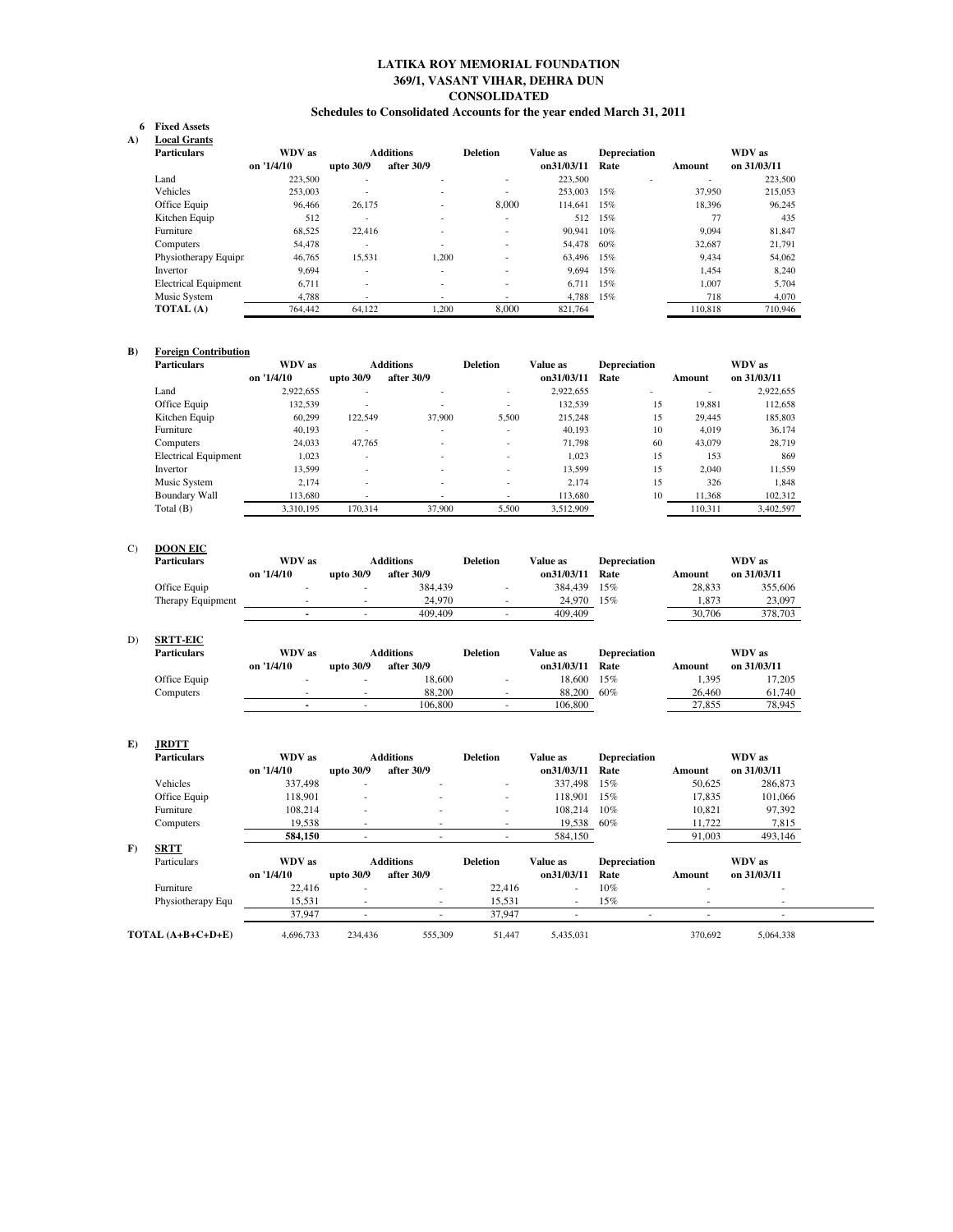# LATIKA ROY MEMORIAL FOUNDATION
## 369/1, VASANT VIHAR, DEHRA DUN
## CONSOLIDATED
### Schedules to Consolidated Accounts for the year ended March 31, 2011

**6 Fixed Assets**

**A) Local Grants**

| Particulars | WDV as on '1/4/10 | Additions upto 30/9 | Additions after 30/9 | Deletion | Value as on31/03/11 | Depreciation Rate | Amount | WDV as on 31/03/11 |
|---|---|---|---|---|---|---|---|---|
| Land | 223,500 | - | - | - | 223,500 | - | - | 223,500 |
| Vehicles | 253,003 | - | - | - | 253,003 | 15% | 37,950 | 215,053 |
| Office Equip | 96,466 | 26,175 | - | 8,000 | 114,641 | 15% | 18,396 | 96,245 |
| Kitchen Equip | 512 | - | - | - | 512 | 15% | 77 | 435 |
| Furniture | 68,525 | 22,416 | - | - | 90,941 | 10% | 9,094 | 81,847 |
| Computers | 54,478 | - | - | - | 54,478 | 60% | 32,687 | 21,791 |
| Physiotherapy Equipr | 46,765 | 15,531 | 1,200 | - | 63,496 | 15% | 9,434 | 54,062 |
| Invertor | 9,694 | - | - | - | 9,694 | 15% | 1,454 | 8,240 |
| Electrical Equipment | 6,711 | - | - | - | 6,711 | 15% | 1,007 | 5,704 |
| Music System | 4,788 | - | - | - | 4,788 | 15% | 718 | 4,070 |
| **TOTAL (A)** | 764,442 | 64,122 | 1,200 | 8,000 | 821,764 | | 110,818 | 710,946 |

**B) Foreign Contribution**

| Particulars | WDV as on '1/4/10 | Additions upto 30/9 | Additions after 30/9 | Deletion | Value as on31/03/11 | Depreciation Rate | Amount | WDV as on 31/03/11 |
|---|---|---|---|---|---|---|---|---|
| Land | 2,922,655 | - | - | - | 2,922,655 | - | - | 2,922,655 |
| Office Equip | 132,539 | - | - | - | 132,539 | 15 | 19,881 | 112,658 |
| Kitchen Equip | 60,299 | 122,549 | 37,900 | 5,500 | 215,248 | 15 | 29,445 | 185,803 |
| Furniture | 40,193 | - | - | - | 40,193 | 10 | 4,019 | 36,174 |
| Computers | 24,033 | 47,765 | - | - | 71,798 | 60 | 43,079 | 28,719 |
| Electrical Equipment | 1,023 | - | - | - | 1,023 | 15 | 153 | 869 |
| Invertor | 13,599 | - | - | - | 13,599 | 15 | 2,040 | 11,559 |
| Music System | 2,174 | - | - | - | 2,174 | 15 | 326 | 1,848 |
| Boundary Wall | 113,680 | - | - | - | 113,680 | 10 | 11,368 | 102,312 |
| Total (B) | 3,310,195 | 170,314 | 37,900 | 5,500 | 3,512,909 | | 110,311 | 3,402,597 |

**C) DOON EIC**

| Particulars | WDV as on '1/4/10 | Additions upto 30/9 | Additions after 30/9 | Deletion | Value as on31/03/11 | Depreciation Rate | Amount | WDV as on 31/03/11 |
|---|---|---|---|---|---|---|---|---|
| Office Equip | - | - | 384,439 | - | 384,439 | 15% | 28,833 | 355,606 |
| Therapy Equipment | - | - | 24,970 | - | 24,970 | 15% | 1,873 | 23,097 |
| | - | - | 409,409 | - | 409,409 | | 30,706 | 378,703 |

**D) SRTT-EIC**

| Particulars | WDV as on '1/4/10 | Additions upto 30/9 | Additions after 30/9 | Deletion | Value as on31/03/11 | Depreciation Rate | Amount | WDV as on 31/03/11 |
|---|---|---|---|---|---|---|---|---|
| Office Equip | - | - | 18,600 | - | 18,600 | 15% | 1,395 | 17,205 |
| Computers | - | - | 88,200 | - | 88,200 | 60% | 26,460 | 61,740 |
| | - | - | 106,800 | - | 106,800 | | 27,855 | 78,945 |

**E) JRDTT**

| Particulars | WDV as on '1/4/10 | Additions upto 30/9 | Additions after 30/9 | Deletion | Value as on31/03/11 | Depreciation Rate | Amount | WDV as on 31/03/11 |
|---|---|---|---|---|---|---|---|---|
| Vehicles | 337,498 | - | - | - | 337,498 | 15% | 50,625 | 286,873 |
| Office Equip | 118,901 | - | - | - | 118,901 | 15% | 17,835 | 101,066 |
| Furniture | 108,214 | - | - | - | 108,214 | 10% | 10,821 | 97,392 |
| Computers | 19,538 | - | - | - | 19,538 | 60% | 11,722 | 7,815 |
| | **584,150** | - | - | - | 584,150 | | 91,003 | 493,146 |

**F) SRTT**

| Particulars | WDV as on '1/4/10 | Additions upto 30/9 | Additions after 30/9 | Deletion | Value as on31/03/11 | Depreciation Rate | Amount | WDV as on 31/03/11 |
|---|---|---|---|---|---|---|---|---|
| Furniture | 22,416 | - | - | 22,416 | - | 10% | - | - |
| Physiotherapy Equ | 15,531 | - | - | 15,531 | - | 15% | - | - |
| | 37,947 | - | - | 37,947 | - | - | - | - |
| **TOTAL (A+B+C+D+E)** | 4,696,733 | 234,436 | 555,309 | 51,447 | 5,435,031 | | 370,692 | 5,064,338 |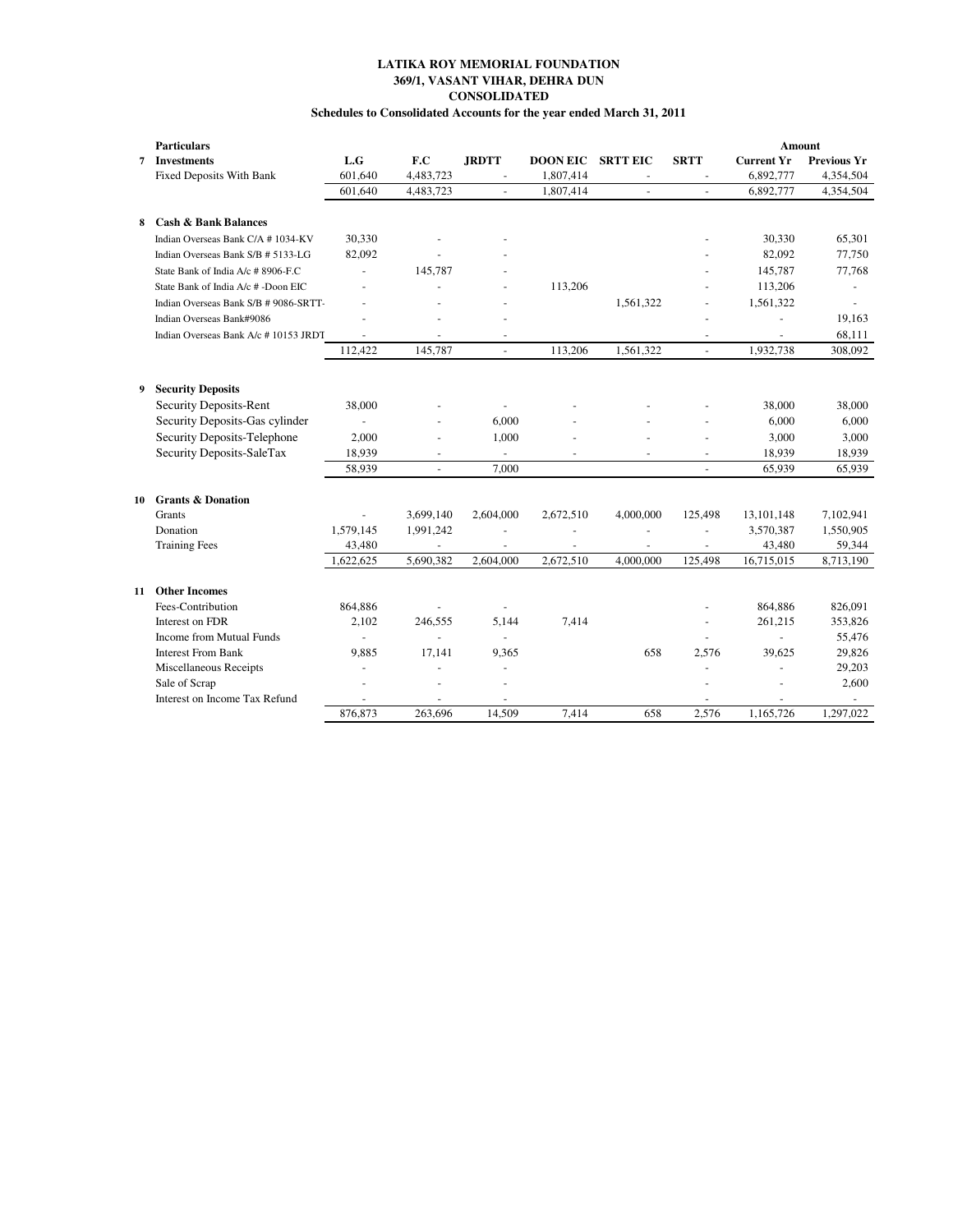**LATIKA ROY MEMORIAL FOUNDATION**
**369/1, VASANT VIHAR, DEHRA DUN**
**CONSOLIDATED**
**Schedules to Consolidated Accounts for the year ended March 31, 2011**

| | Particulars | | | | | | | Amount | |
|---|---|---|---|---|---|---|---|---|---|
| 7 | **Investments** | **L.G** | **F.C** | **JRDTT** | **DOON EIC** | **SRTT EIC** | **SRTT** | **Current Yr** | **Previous Yr** |
| | Fixed Deposits With Bank | 601,640 | 4,483,723 | - | 1,807,414 | - | - | 6,892,777 | 4,354,504 |
| | | 601,640 | 4,483,723 | - | 1,807,414 | - | - | 6,892,777 | 4,354,504 |
| 8 | **Cash & Bank Balances** | | | | | | | | |
| | Indian Overseas Bank C/A # 1034-KV | 30,330 | - | - | | | - | 30,330 | 65,301 |
| | Indian Overseas Bank S/B # 5133-LG | 82,092 | - | - | | | - | 82,092 | 77,750 |
| | State Bank of India A/c # 8906-F.C | - | 145,787 | - | | | - | 145,787 | 77,768 |
| | State Bank of India A/c # -Doon EIC | - | - | - | 113,206 | | - | 113,206 | - |
| | Indian Overseas Bank S/B # 9086-SRTT- | - | - | - | | 1,561,322 | - | 1,561,322 | - |
| | Indian Overseas Bank#9086 | - | - | - | | | - | - | 19,163 |
| | Indian Overseas Bank A/c # 10153 JRDT | - | - | - | | | - | - | 68,111 |
| | | 112,422 | 145,787 | - | 113,206 | 1,561,322 | - | 1,932,738 | 308,092 |
| 9 | **Security Deposits** | | | | | | | | |
| | Security Deposits-Rent | 38,000 | - | - | - | - | - | 38,000 | 38,000 |
| | Security Deposits-Gas cylinder | - | - | 6,000 | - | - | - | 6,000 | 6,000 |
| | Security Deposits-Telephone | 2,000 | - | 1,000 | - | - | - | 3,000 | 3,000 |
| | Security Deposits-SaleTax | 18,939 | - | - | - | - | - | 18,939 | 18,939 |
| | | 58,939 | - | 7,000 | | | - | 65,939 | 65,939 |
| 10 | **Grants & Donation** | | | | | | | | |
| | Grants | - | 3,699,140 | 2,604,000 | 2,672,510 | 4,000,000 | 125,498 | 13,101,148 | 7,102,941 |
| | Donation | 1,579,145 | 1,991,242 | - | - | - | - | 3,570,387 | 1,550,905 |
| | Training Fees | 43,480 | - | - | - | - | - | 43,480 | 59,344 |
| | | 1,622,625 | 5,690,382 | 2,604,000 | 2,672,510 | 4,000,000 | 125,498 | 16,715,015 | 8,713,190 |
| 11 | **Other Incomes** | | | | | | | | |
| | Fees-Contribution | 864,886 | - | - | | | - | 864,886 | 826,091 |
| | Interest on FDR | 2,102 | 246,555 | 5,144 | 7,414 | | - | 261,215 | 353,826 |
| | Income from Mutual Funds | - | - | - | | | - | - | 55,476 |
| | Interest From Bank | 9,885 | 17,141 | 9,365 | | 658 | 2,576 | 39,625 | 29,826 |
| | Miscellaneous Receipts | - | - | - | | | - | - | 29,203 |
| | Sale of Scrap | - | - | - | | | - | - | 2,600 |
| | Interest on Income Tax Refund | - | - | - | | | - | - | - |
| | | 876,873 | 263,696 | 14,509 | 7,414 | 658 | 2,576 | 1,165,726 | 1,297,022 |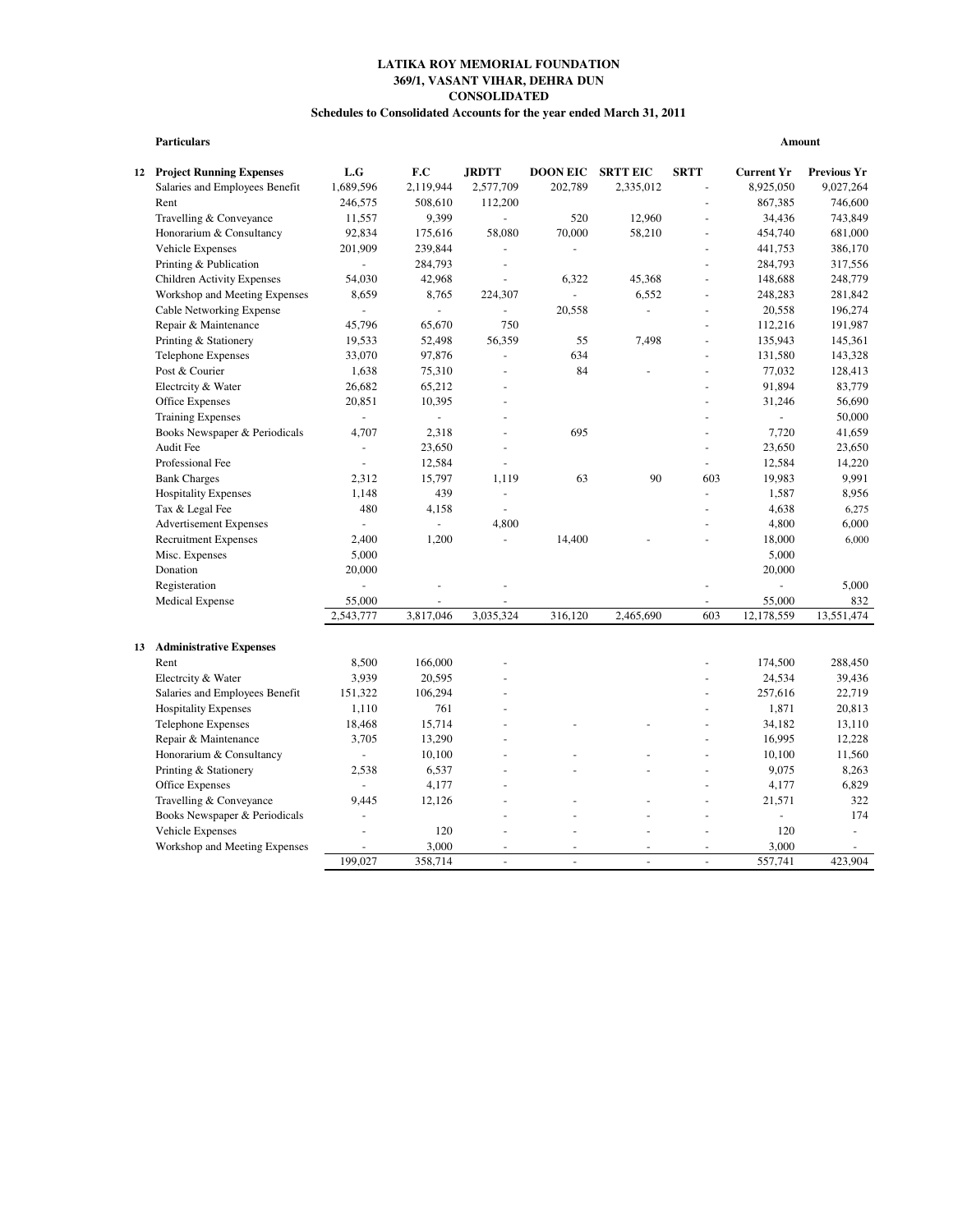**LATIKA ROY MEMORIAL FOUNDATION**
**369/1, VASANT VIHAR, DEHRA DUN**
**CONSOLIDATED**
**Schedules to Consolidated Accounts for the year ended March 31, 2011**

| | Particulars | | | | | | | Amount | |
|---|---|---|---|---|---|---|---|---|---|
| 12 | **Project Running Expenses** | **L.G** | **F.C** | **JRDTT** | **DOON EIC** | **SRTT EIC** | **SRTT** | **Current Yr** | **Previous Yr** |
| | Salaries and Employees Benefit | 1,689,596 | 2,119,944 | 2,577,709 | 202,789 | 2,335,012 | - | 8,925,050 | 9,027,264 |
| | Rent | 246,575 | 508,610 | 112,200 | | | - | 867,385 | 746,600 |
| | Travelling & Conveyance | 11,557 | 9,399 | - | 520 | 12,960 | - | 34,436 | 743,849 |
| | Honorarium & Consultancy | 92,834 | 175,616 | 58,080 | 70,000 | 58,210 | - | 454,740 | 681,000 |
| | Vehicle Expenses | 201,909 | 239,844 | - | - | | - | 441,753 | 386,170 |
| | Printing & Publication | - | 284,793 | - | | | - | 284,793 | 317,556 |
| | Children Activity Expenses | 54,030 | 42,968 | - | 6,322 | 45,368 | - | 148,688 | 248,779 |
| | Workshop and Meeting Expenses | 8,659 | 8,765 | 224,307 | - | 6,552 | - | 248,283 | 281,842 |
| | Cable Networking Expense | - | - | - | 20,558 | - | - | 20,558 | 196,274 |
| | Repair & Maintenance | 45,796 | 65,670 | 750 | | | - | 112,216 | 191,987 |
| | Printing & Stationery | 19,533 | 52,498 | 56,359 | 55 | 7,498 | - | 135,943 | 145,361 |
| | Telephone Expenses | 33,070 | 97,876 | - | 634 | | - | 131,580 | 143,328 |
| | Post & Courier | 1,638 | 75,310 | - | 84 | - | - | 77,032 | 128,413 |
| | Electrcity & Water | 26,682 | 65,212 | - | | | - | 91,894 | 83,779 |
| | Office Expenses | 20,851 | 10,395 | - | | | - | 31,246 | 56,690 |
| | Training Expenses | - | - | - | | | - | - | 50,000 |
| | Books Newspaper & Periodicals | 4,707 | 2,318 | - | 695 | | - | 7,720 | 41,659 |
| | Audit Fee | - | 23,650 | - | | | - | 23,650 | 23,650 |
| | Professional Fee | - | 12,584 | - | | | - | 12,584 | 14,220 |
| | Bank Charges | 2,312 | 15,797 | 1,119 | 63 | 90 | 603 | 19,983 | 9,991 |
| | Hospitality Expenses | 1,148 | 439 | - | | | - | 1,587 | 8,956 |
| | Tax & Legal Fee | 480 | 4,158 | - | | | - | 4,638 | 6,275 |
| | Advertisement Expenses | - | - | 4,800 | | | - | 4,800 | 6,000 |
| | Recruitment Expenses | 2,400 | 1,200 | - | 14,400 | - | - | 18,000 | 6,000 |
| | Misc. Expenses | 5,000 | | | | | | 5,000 | |
| | Donation | 20,000 | | | | | | 20,000 | |
| | Registeration | - | - | - | | | - | - | 5,000 |
| | Medical Expense | 55,000 | - | - | | | - | 55,000 | 832 |
| | | 2,543,777 | 3,817,046 | 3,035,324 | 316,120 | 2,465,690 | 603 | 12,178,559 | 13,551,474 |
| 13 | **Administrative Expenses** | | | | | | | | |
| | Rent | 8,500 | 166,000 | - | | | - | 174,500 | 288,450 |
| | Electrcity & Water | 3,939 | 20,595 | - | | | - | 24,534 | 39,436 |
| | Salaries and Employees Benefit | 151,322 | 106,294 | - | | | - | 257,616 | 22,719 |
| | Hospitality Expenses | 1,110 | 761 | - | | | - | 1,871 | 20,813 |
| | Telephone Expenses | 18,468 | 15,714 | - | - | - | - | 34,182 | 13,110 |
| | Repair & Maintenance | 3,705 | 13,290 | - | | | - | 16,995 | 12,228 |
| | Honorarium & Consultancy | - | 10,100 | - | - | - | - | 10,100 | 11,560 |
| | Printing & Stationery | 2,538 | 6,537 | - | - | - | - | 9,075 | 8,263 |
| | Office Expenses | - | 4,177 | - | | | - | 4,177 | 6,829 |
| | Travelling & Conveyance | 9,445 | 12,126 | - | - | - | - | 21,571 | 322 |
| | Books Newspaper & Periodicals | - | | - | - | - | - | - | 174 |
| | Vehicle Expenses | - | 120 | - | - | - | - | 120 | - |
| | Workshop and Meeting Expenses | - | 3,000 | - | - | - | - | 3,000 | - |
| | | 199,027 | 358,714 | - | - | - | - | 557,741 | 423,904 |